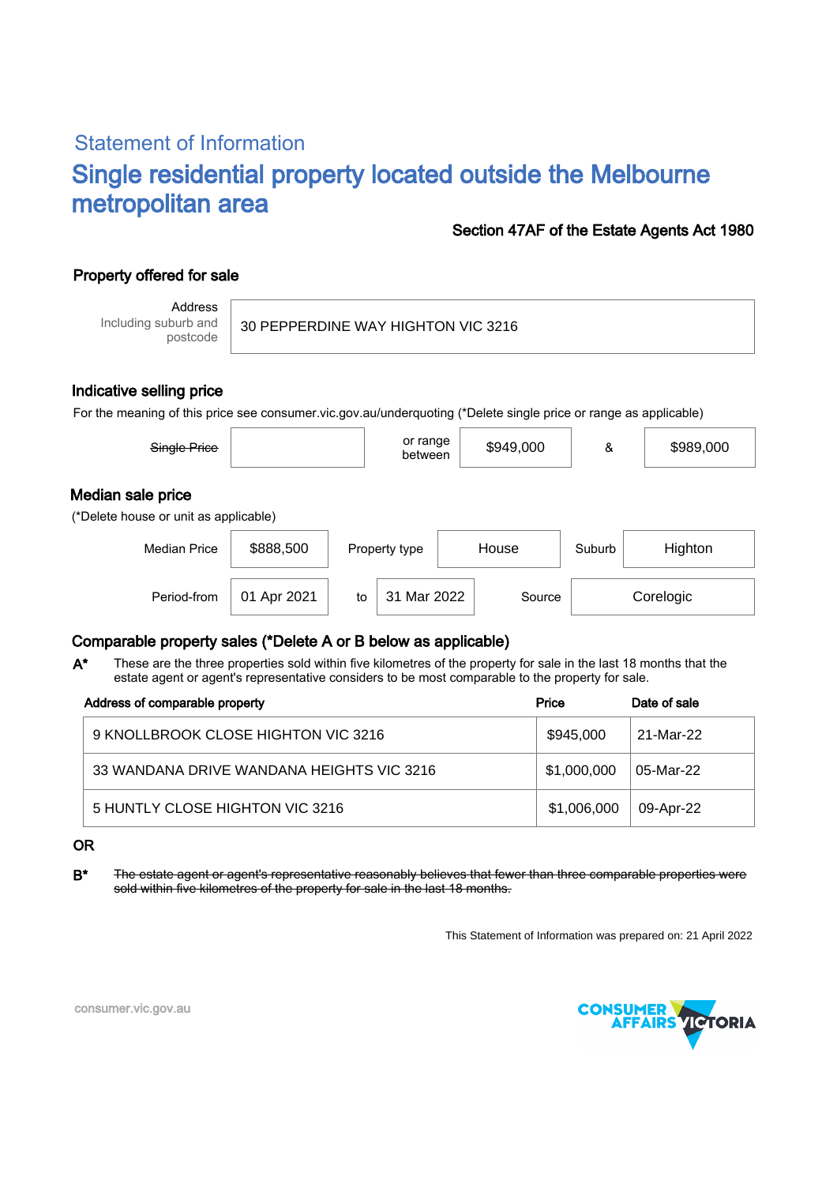## Statement of Information

# Single residential property located outside the Melbourne metropolitan area

**Section 47AF of the Estate Agents Act 1980**

### Property offered for sale

| Address Including suburb and postcode | 30 PEPPERDINE WAY HIGHTON VIC 3216 |
|---|---|

### Indicative selling price

For the meaning of this price see consumer.vic.gov.au/underquoting (*Delete single price or range as applicable)

| ~~Single Price~~ | | or range between | $949,000 | & | $989,000 |
|---|---|---|---|---|---|

### Median sale price

(*Delete house or unit as applicable)

| Median Price | $888,500 | Property type | House | Suburb | Highton |
|---|---|---|---|---|---|
| Period-from | 01 Apr 2021 | to | 31 Mar 2022 | Source | Corelogic |

### Comparable property sales (*Delete A or B below as applicable)

**A*** These are the three properties sold within five kilometres of the property for sale in the last 18 months that the estate agent or agent's representative considers to be most comparable to the property for sale.

| Address of comparable property | Price | Date of sale |
|---|---|---|
| 9 KNOLLBROOK CLOSE HIGHTON VIC 3216 | $945,000 | 21-Mar-22 |
| 33 WANDANA DRIVE WANDANA HEIGHTS VIC 3216 | $1,000,000 | 05-Mar-22 |
| 5 HUNTLY CLOSE HIGHTON VIC 3216 | $1,006,000 | 09-Apr-22 |

**OR**

**B*** ~~The estate agent or agent's representative reasonably believes that fewer than three comparable properties were sold within five kilometres of the property for sale in the last 18 months.~~

This Statement of Information was prepared on: 21 April 2022

consumer.vic.gov.au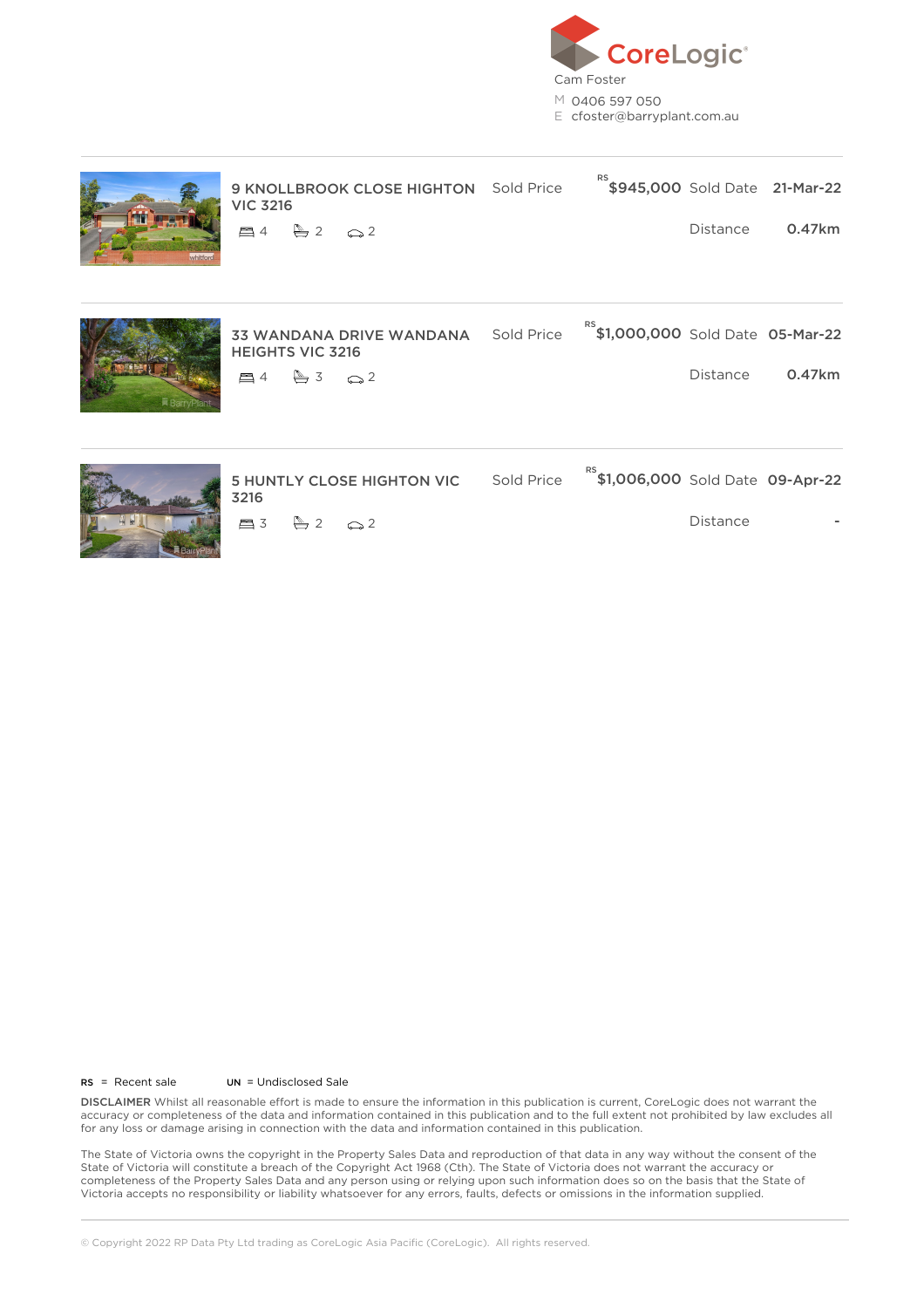CoreLogic

Cam Foster

M 0406 597 050

E cfoster@barryplant.com.au

| | | | |
|---|---|---|---|
| **9 KNOLLBROOK CLOSE HIGHTON VIC 3216** | Sold Price | RS **$945,000** | Sold Date **21-Mar-22** |
| 4 bed, 2 bath, 2 car | | | Distance **0.47km** |
| **33 WANDANA DRIVE WANDANA HEIGHTS VIC 3216** | Sold Price | RS **$1,000,000** | Sold Date **05-Mar-22** |
| 4 bed, 3 bath, 2 car | | | Distance **0.47km** |
| **5 HUNTLY CLOSE HIGHTON VIC 3216** | Sold Price | RS **$1,006,000** | Sold Date **09-Apr-22** |
| 3 bed, 2 bath, 2 car | | | Distance **-** |

**RS** = Recent sale **UN** = Undisclosed Sale

**DISCLAIMER** Whilst all reasonable effort is made to ensure the information in this publication is current, CoreLogic does not warrant the accuracy or completeness of the data and information contained in this publication and to the full extent not prohibited by law excludes all for any loss or damage arising in connection with the data and information contained in this publication.

The State of Victoria owns the copyright in the Property Sales Data and reproduction of that data in any way without the consent of the State of Victoria will constitute a breach of the Copyright Act 1968 (Cth). The State of Victoria does not warrant the accuracy or completeness of the Property Sales Data and any person using or relying upon such information does so on the basis that the State of Victoria accepts no responsibility or liability whatsoever for any errors, faults, defects or omissions in the information supplied.

© Copyright 2022 RP Data Pty Ltd trading as CoreLogic Asia Pacific (CoreLogic). All rights reserved.